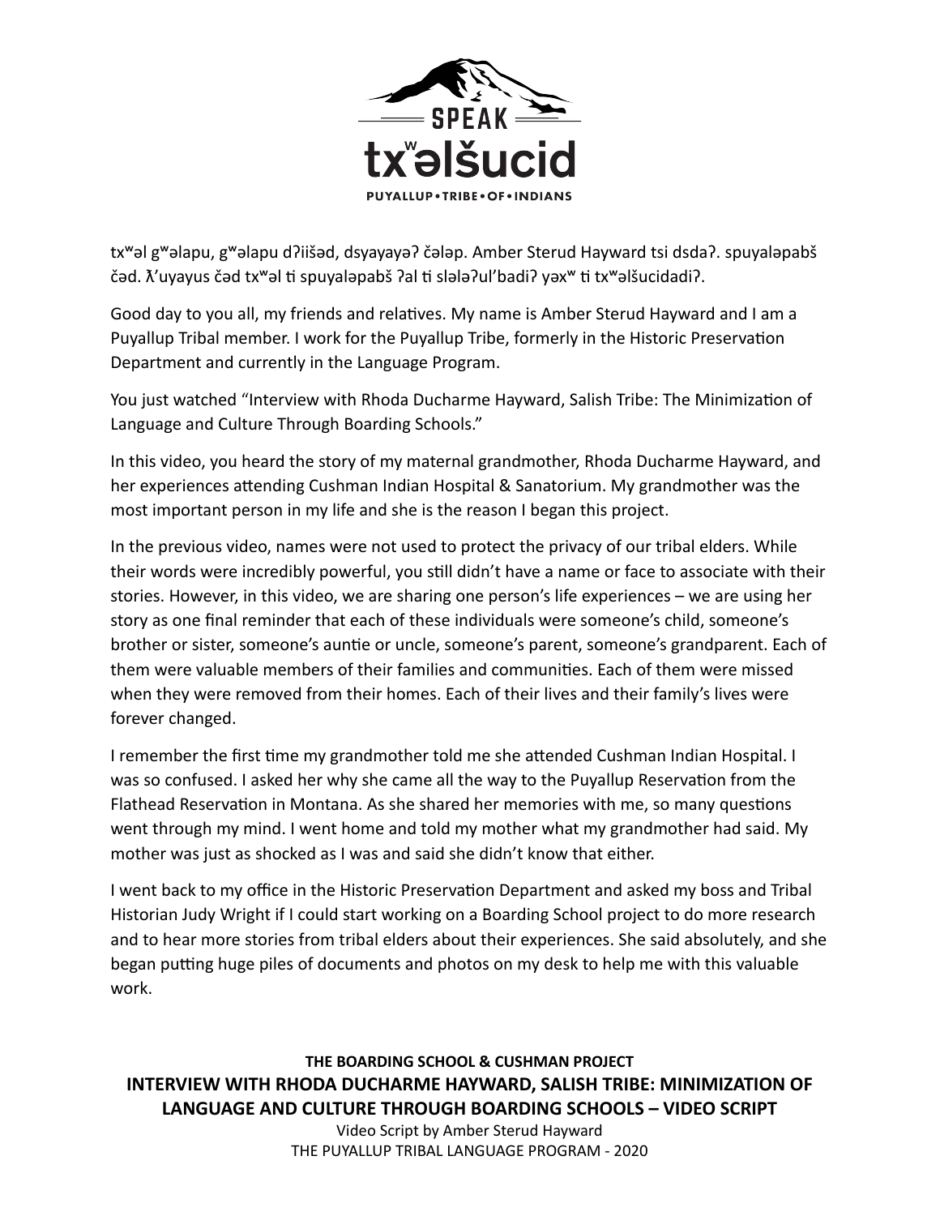txʷəl gʷəlapu, gʷəlapu dʔiišəd, dsyayayəʔ čələp. Amber Sterud Hayward tsi dsdaʔ. spuyaləpabš čəd. ƛ'uyayus čəd txʷəl ti spuyaləpabš ʔal ti slələʔul'badiʔ yəxʷ ti txʷəlšucidadiʔ.

Good day to you all, my friends and relatives. My name is Amber Sterud Hayward and I am a Puyallup Tribal member. I work for the Puyallup Tribe, formerly in the Historic Preservation Department and currently in the Language Program.

You just watched "Interview with Rhoda Ducharme Hayward, Salish Tribe: The Minimization of Language and Culture Through Boarding Schools."

In this video, you heard the story of my maternal grandmother, Rhoda Ducharme Hayward, and her experiences attending Cushman Indian Hospital & Sanatorium. My grandmother was the most important person in my life and she is the reason I began this project.

In the previous video, names were not used to protect the privacy of our tribal elders. While their words were incredibly powerful, you still didn't have a name or face to associate with their stories. However, in this video, we are sharing one person's life experiences – we are using her story as one final reminder that each of these individuals were someone's child, someone's brother or sister, someone's auntie or uncle, someone's parent, someone's grandparent. Each of them were valuable members of their families and communities. Each of them were missed when they were removed from their homes. Each of their lives and their family's lives were forever changed.

I remember the first time my grandmother told me she attended Cushman Indian Hospital. I was so confused. I asked her why she came all the way to the Puyallup Reservation from the Flathead Reservation in Montana. As she shared her memories with me, so many questions went through my mind. I went home and told my mother what my grandmother had said. My mother was just as shocked as I was and said she didn't know that either.

I went back to my office in the Historic Preservation Department and asked my boss and Tribal Historian Judy Wright if I could start working on a Boarding School project to do more research and to hear more stories from tribal elders about their experiences. She said absolutely, and she began putting huge piles of documents and photos on my desk to help me with this valuable work.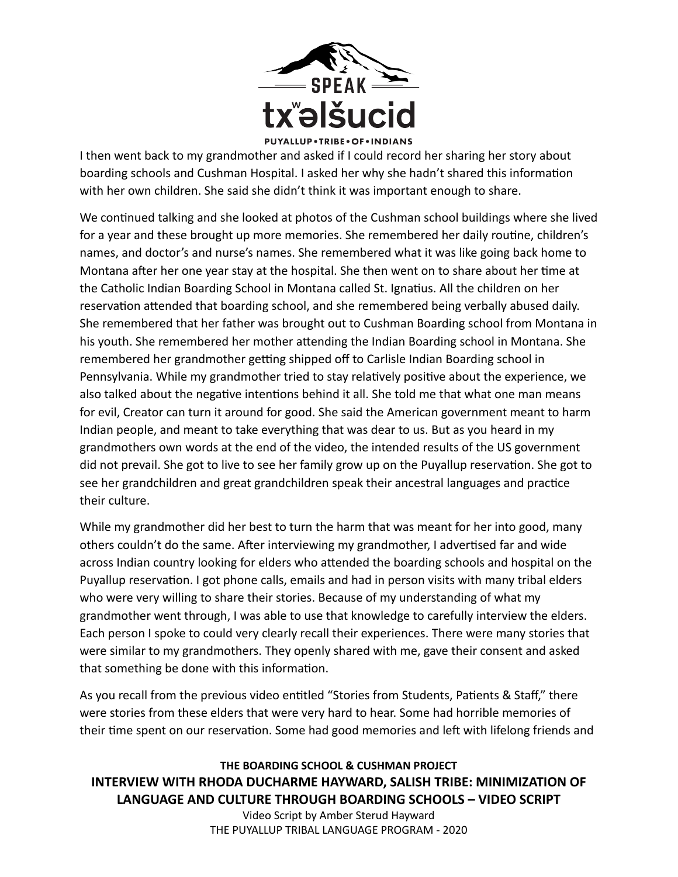I then went back to my grandmother and asked if I could record her sharing her story about boarding schools and Cushman Hospital. I asked her why she hadn't shared this information with her own children. She said she didn't think it was important enough to share.

We continued talking and she looked at photos of the Cushman school buildings where she lived for a year and these brought up more memories. She remembered her daily routine, children's names, and doctor's and nurse's names. She remembered what it was like going back home to Montana after her one year stay at the hospital. She then went on to share about her time at the Catholic Indian Boarding School in Montana called St. Ignatius. All the children on her reservation attended that boarding school, and she remembered being verbally abused daily. She remembered that her father was brought out to Cushman Boarding school from Montana in his youth. She remembered her mother attending the Indian Boarding school in Montana. She remembered her grandmother getting shipped off to Carlisle Indian Boarding school in Pennsylvania. While my grandmother tried to stay relatively positive about the experience, we also talked about the negative intentions behind it all. She told me that what one man means for evil, Creator can turn it around for good. She said the American government meant to harm Indian people, and meant to take everything that was dear to us. But as you heard in my grandmothers own words at the end of the video, the intended results of the US government did not prevail. She got to live to see her family grow up on the Puyallup reservation. She got to see her grandchildren and great grandchildren speak their ancestral languages and practice their culture.

While my grandmother did her best to turn the harm that was meant for her into good, many others couldn't do the same. After interviewing my grandmother, I advertised far and wide across Indian country looking for elders who attended the boarding schools and hospital on the Puyallup reservation. I got phone calls, emails and had in person visits with many tribal elders who were very willing to share their stories. Because of my understanding of what my grandmother went through, I was able to use that knowledge to carefully interview the elders. Each person I spoke to could very clearly recall their experiences. There were many stories that were similar to my grandmothers. They openly shared with me, gave their consent and asked that something be done with this information.

As you recall from the previous video entitled "Stories from Students, Patients & Staff," there were stories from these elders that were very hard to hear. Some had horrible memories of their time spent on our reservation. Some had good memories and left with lifelong friends and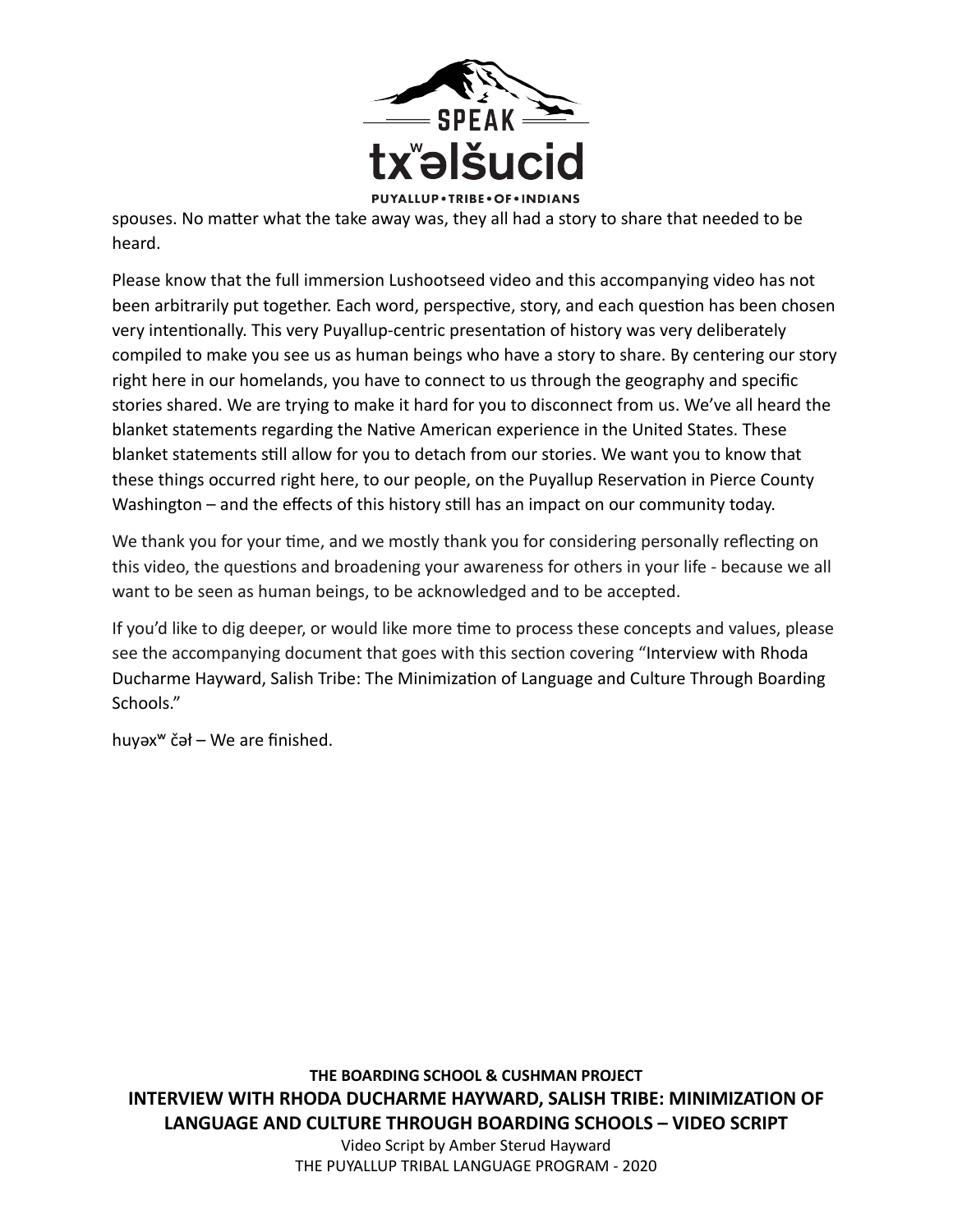spouses. No matter what the take away was, they all had a story to share that needed to be heard.

Please know that the full immersion Lushootseed video and this accompanying video has not been arbitrarily put together. Each word, perspective, story, and each question has been chosen very intentionally. This very Puyallup-centric presentation of history was very deliberately compiled to make you see us as human beings who have a story to share. By centering our story right here in our homelands, you have to connect to us through the geography and specific stories shared. We are trying to make it hard for you to disconnect from us. We've all heard the blanket statements regarding the Native American experience in the United States. These blanket statements still allow for you to detach from our stories. We want you to know that these things occurred right here, to our people, on the Puyallup Reservation in Pierce County Washington – and the effects of this history still has an impact on our community today.

We thank you for your time, and we mostly thank you for considering personally reflecting on this video, the questions and broadening your awareness for others in your life - because we all want to be seen as human beings, to be acknowledged and to be accepted.

If you'd like to dig deeper, or would like more time to process these concepts and values, please see the accompanying document that goes with this section covering "Interview with Rhoda Ducharme Hayward, Salish Tribe: The Minimization of Language and Culture Through Boarding Schools."

huyəxʷ čəɬ – We are finished.